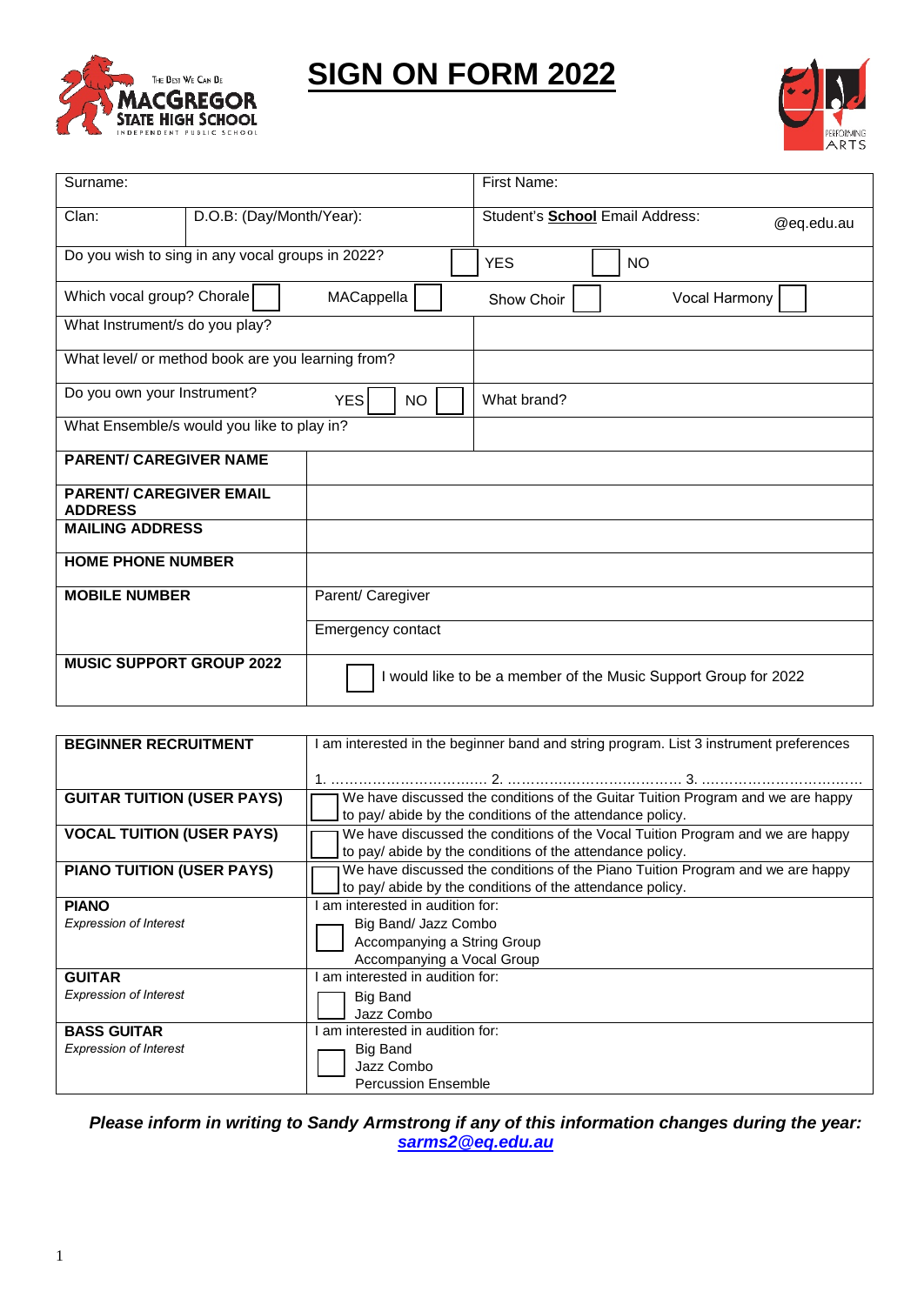The Best We Can Be
MACGREGOR STATE HIGH SCHOOL
INDEPENDENT PUBLIC SCHOOL

# SIGN ON FORM 2022

PERFORMING ARTS

| Surname: | | First Name: |
|---|---|---|
| Clan: | D.O.B: (Day/Month/Year): | Student's **School** Email Address: @eq.edu.au |
| Do you wish to sing in any vocal groups in 2022? | | ☐ YES ☐ NO |
| Which vocal group? Chorale ☐ | MACappella ☐ | Show Choir ☐ Vocal Harmony ☐ |
| What Instrument/s do you play? | | |
| What level/ or method book are you learning from? | | |
| Do you own your Instrument? | YES ☐ NO ☐ | What brand? |
| What Ensemble/s would you like to play in? | | |

| | |
|---|---|
| **PARENT/ CAREGIVER NAME** | |
| **PARENT/ CAREGIVER EMAIL ADDRESS** | |
| **MAILING ADDRESS** | |
| **HOME PHONE NUMBER** | |
| **MOBILE NUMBER** | Parent/ Caregiver |
| | Emergency contact |
| **MUSIC SUPPORT GROUP 2022** | ☐ I would like to be a member of the Music Support Group for 2022 |

| | |
|---|---|
| **BEGINNER RECRUITMENT** | I am interested in the beginner band and string program. List 3 instrument preferences<br>1. ……………………………. 2. ………………………………. 3. ……………………………. |
| **GUITAR TUITION (USER PAYS)** | ☐ We have discussed the conditions of the Guitar Tuition Program and we are happy to pay/ abide by the conditions of the attendance policy. |
| **VOCAL TUITION (USER PAYS)** | ☐ We have discussed the conditions of the Vocal Tuition Program and we are happy to pay/ abide by the conditions of the attendance policy. |
| **PIANO TUITION (USER PAYS)** | ☐ We have discussed the conditions of the Piano Tuition Program and we are happy to pay/ abide by the conditions of the attendance policy. |
| **PIANO**<br>*Expression of Interest* | I am interested in audition for:<br>☐ Big Band/ Jazz Combo<br>Accompanying a String Group<br>Accompanying a Vocal Group |
| **GUITAR**<br>*Expression of Interest* | I am interested in audition for:<br>☐ Big Band<br>Jazz Combo |
| **BASS GUITAR**<br>*Expression of Interest* | I am interested in audition for:<br>☐ Big Band<br>Jazz Combo<br>Percussion Ensemble |

***Please inform in writing to Sandy Armstrong if any of this information changes during the year:*** ***sarms2@eq.edu.au***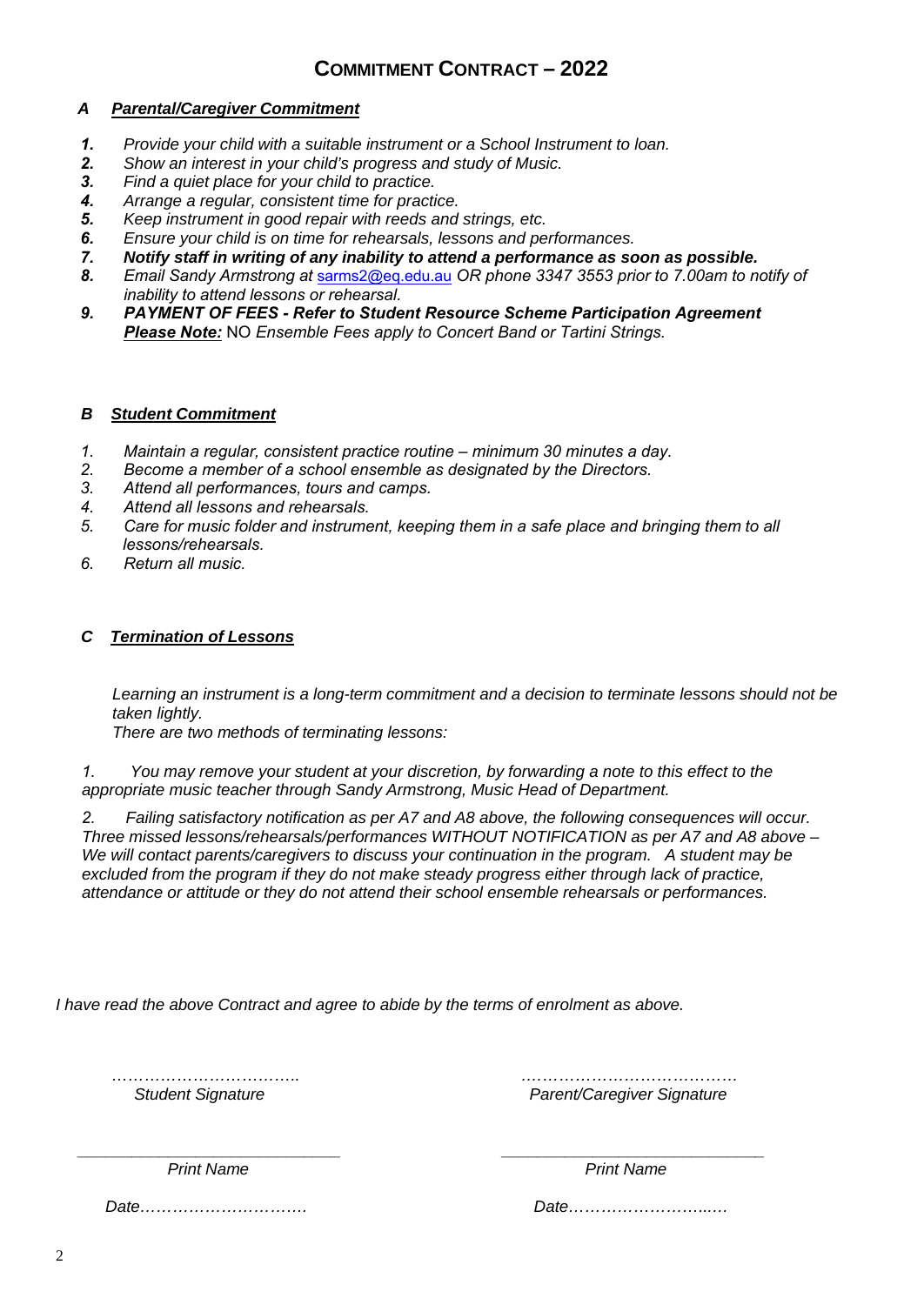# COMMITMENT CONTRACT – 2022

## *A* ***Parental/Caregiver Commitment***

1. *Provide your child with a suitable instrument or a School Instrument to loan.*
2. *Show an interest in your child's progress and study of Music.*
3. *Find a quiet place for your child to practice.*
4. *Arrange a regular, consistent time for practice.*
5. *Keep instrument in good repair with reeds and strings, etc.*
6. *Ensure your child is on time for rehearsals, lessons and performances.*
7. ***Notify staff in writing of any inability to attend a performance as soon as possible.***
8. *Email Sandy Armstrong at* sarms2@eq.edu.au *OR phone 3347 3553 prior to 7.00am to notify of inability to attend lessons or rehearsal.*
9. ***PAYMENT OF FEES - Refer to Student Resource Scheme Participation Agreement***
   ***Please Note:*** NO *Ensemble Fees apply to Concert Band or Tartini Strings.*

## *B* ***Student Commitment***

1. *Maintain a regular, consistent practice routine – minimum 30 minutes a day.*
2. *Become a member of a school ensemble as designated by the Directors.*
3. *Attend all performances, tours and camps.*
4. *Attend all lessons and rehearsals.*
5. *Care for music folder and instrument, keeping them in a safe place and bringing them to all lessons/rehearsals.*
6. *Return all music.*

## *C* ***Termination of Lessons***

*Learning an instrument is a long-term commitment and a decision to terminate lessons should not be taken lightly.*
*There are two methods of terminating lessons:*

*1. You may remove your student at your discretion, by forwarding a note to this effect to the appropriate music teacher through Sandy Armstrong, Music Head of Department.*

*2. Failing satisfactory notification as per A7 and A8 above, the following consequences will occur. Three missed lessons/rehearsals/performances WITHOUT NOTIFICATION as per A7 and A8 above – We will contact parents/caregivers to discuss your continuation in the program. A student may be excluded from the program if they do not make steady progress either through lack of practice, attendance or attitude or they do not attend their school ensemble rehearsals or performances.*

*I have read the above Contract and agree to abide by the terms of enrolment as above.*

| | |
|---|---|
| …………………………….. | ………………………………… |
| *Student Signature* | *Parent/Caregiver Signature* |
| ______________________________ | ______________________________ |
| *Print Name* | *Print Name* |
| *Date…………………………* | *Date……………………..…* |